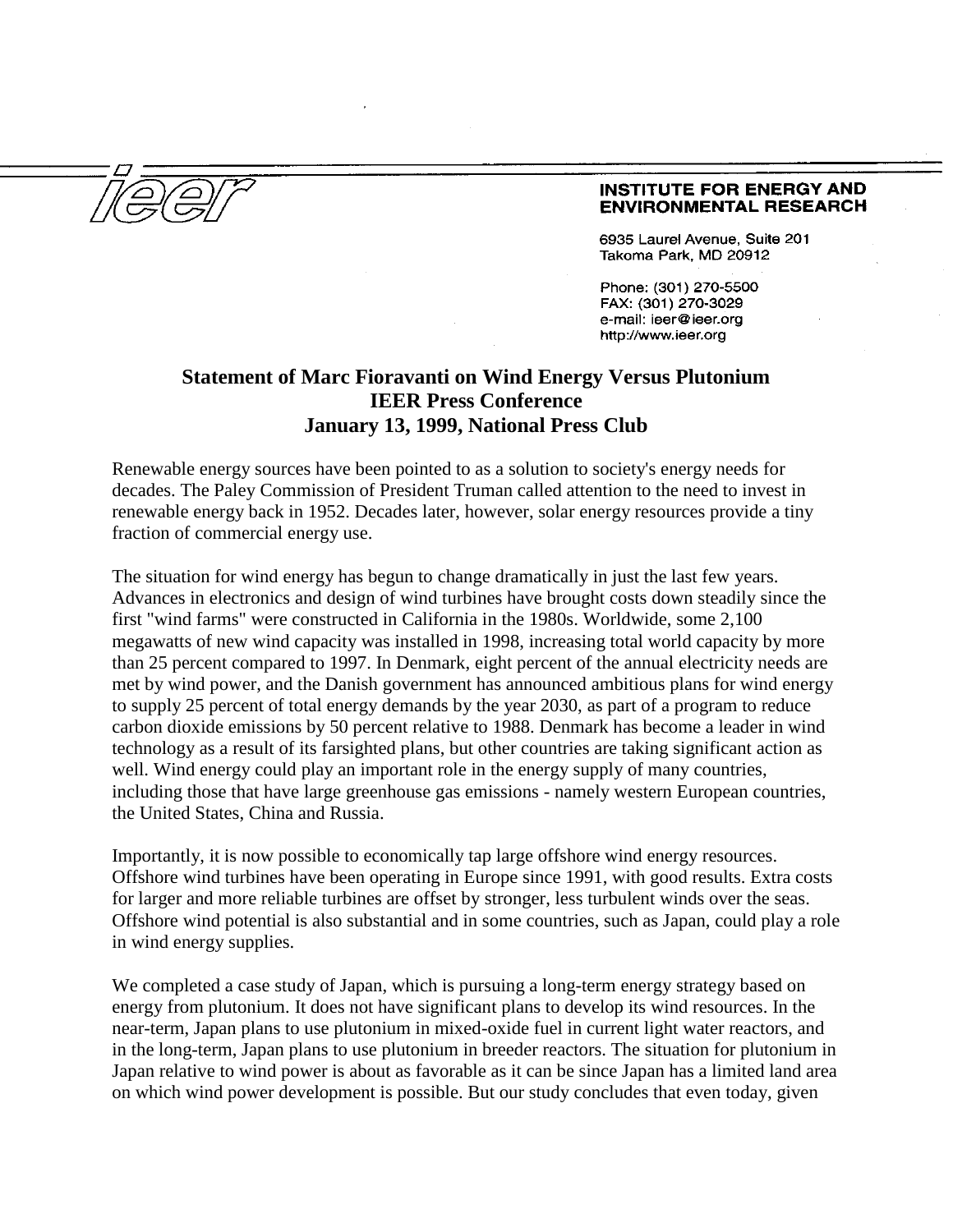**INSTITUTE FOR ENERGY AND ENVIRONMENTAL RESEARCH**

6935 Laurel Avenue, Suite 201
Takoma Park, MD 20912

Phone: (301) 270-5500
FAX: (301) 270-3029
e-mail: ieer@ieer.org
http://www.ieer.org

# Statement of Marc Fioravanti on Wind Energy Versus Plutonium
## IEER Press Conference
## January 13, 1999, National Press Club

Renewable energy sources have been pointed to as a solution to society's energy needs for decades. The Paley Commission of President Truman called attention to the need to invest in renewable energy back in 1952. Decades later, however, solar energy resources provide a tiny fraction of commercial energy use.

The situation for wind energy has begun to change dramatically in just the last few years. Advances in electronics and design of wind turbines have brought costs down steadily since the first "wind farms" were constructed in California in the 1980s. Worldwide, some 2,100 megawatts of new wind capacity was installed in 1998, increasing total world capacity by more than 25 percent compared to 1997. In Denmark, eight percent of the annual electricity needs are met by wind power, and the Danish government has announced ambitious plans for wind energy to supply 25 percent of total energy demands by the year 2030, as part of a program to reduce carbon dioxide emissions by 50 percent relative to 1988. Denmark has become a leader in wind technology as a result of its farsighted plans, but other countries are taking significant action as well. Wind energy could play an important role in the energy supply of many countries, including those that have large greenhouse gas emissions - namely western European countries, the United States, China and Russia.

Importantly, it is now possible to economically tap large offshore wind energy resources. Offshore wind turbines have been operating in Europe since 1991, with good results. Extra costs for larger and more reliable turbines are offset by stronger, less turbulent winds over the seas. Offshore wind potential is also substantial and in some countries, such as Japan, could play a role in wind energy supplies.

We completed a case study of Japan, which is pursuing a long-term energy strategy based on energy from plutonium. It does not have significant plans to develop its wind resources. In the near-term, Japan plans to use plutonium in mixed-oxide fuel in current light water reactors, and in the long-term, Japan plans to use plutonium in breeder reactors. The situation for plutonium in Japan relative to wind power is about as favorable as it can be since Japan has a limited land area on which wind power development is possible. But our study concludes that even today, given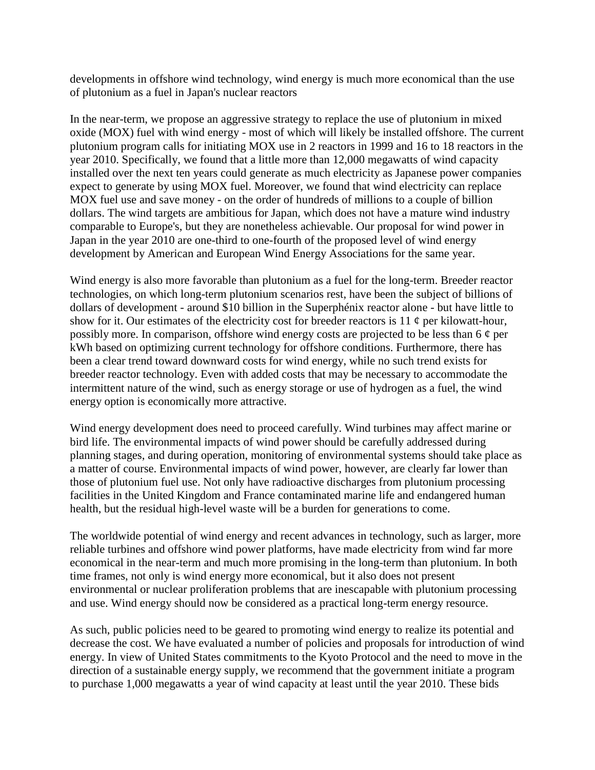developments in offshore wind technology, wind energy is much more economical than the use of plutonium as a fuel in Japan's nuclear reactors

In the near-term, we propose an aggressive strategy to replace the use of plutonium in mixed oxide (MOX) fuel with wind energy - most of which will likely be installed offshore. The current plutonium program calls for initiating MOX use in 2 reactors in 1999 and 16 to 18 reactors in the year 2010. Specifically, we found that a little more than 12,000 megawatts of wind capacity installed over the next ten years could generate as much electricity as Japanese power companies expect to generate by using MOX fuel. Moreover, we found that wind electricity can replace MOX fuel use and save money - on the order of hundreds of millions to a couple of billion dollars. The wind targets are ambitious for Japan, which does not have a mature wind industry comparable to Europe's, but they are nonetheless achievable. Our proposal for wind power in Japan in the year 2010 are one-third to one-fourth of the proposed level of wind energy development by American and European Wind Energy Associations for the same year.

Wind energy is also more favorable than plutonium as a fuel for the long-term. Breeder reactor technologies, on which long-term plutonium scenarios rest, have been the subject of billions of dollars of development - around $10 billion in the Superphénix reactor alone - but have little to show for it. Our estimates of the electricity cost for breeder reactors is 11 ¢ per kilowatt-hour, possibly more. In comparison, offshore wind energy costs are projected to be less than 6 ¢ per kWh based on optimizing current technology for offshore conditions. Furthermore, there has been a clear trend toward downward costs for wind energy, while no such trend exists for breeder reactor technology. Even with added costs that may be necessary to accommodate the intermittent nature of the wind, such as energy storage or use of hydrogen as a fuel, the wind energy option is economically more attractive.

Wind energy development does need to proceed carefully. Wind turbines may affect marine or bird life. The environmental impacts of wind power should be carefully addressed during planning stages, and during operation, monitoring of environmental systems should take place as a matter of course. Environmental impacts of wind power, however, are clearly far lower than those of plutonium fuel use. Not only have radioactive discharges from plutonium processing facilities in the United Kingdom and France contaminated marine life and endangered human health, but the residual high-level waste will be a burden for generations to come.

The worldwide potential of wind energy and recent advances in technology, such as larger, more reliable turbines and offshore wind power platforms, have made electricity from wind far more economical in the near-term and much more promising in the long-term than plutonium. In both time frames, not only is wind energy more economical, but it also does not present environmental or nuclear proliferation problems that are inescapable with plutonium processing and use. Wind energy should now be considered as a practical long-term energy resource.

As such, public policies need to be geared to promoting wind energy to realize its potential and decrease the cost. We have evaluated a number of policies and proposals for introduction of wind energy. In view of United States commitments to the Kyoto Protocol and the need to move in the direction of a sustainable energy supply, we recommend that the government initiate a program to purchase 1,000 megawatts a year of wind capacity at least until the year 2010. These bids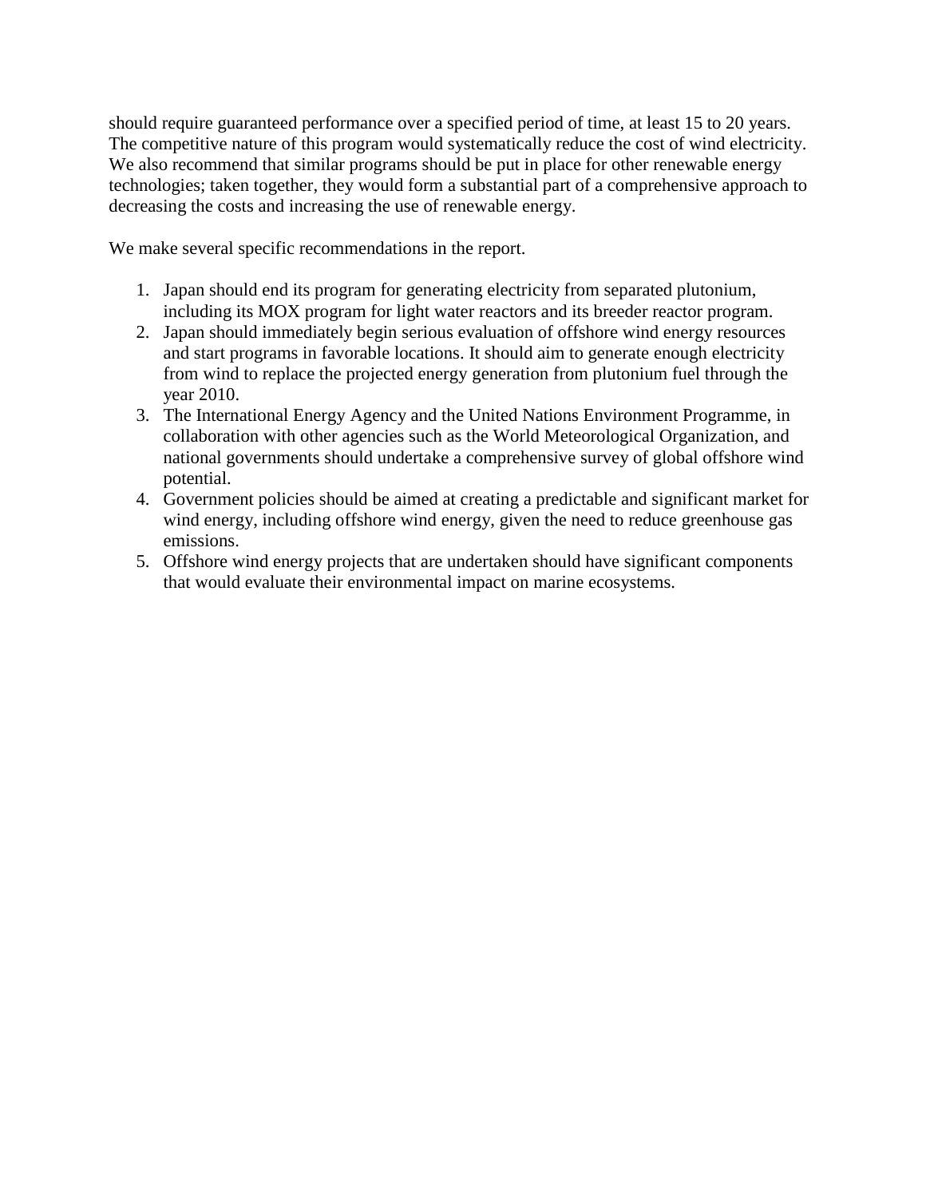should require guaranteed performance over a specified period of time, at least 15 to 20 years. The competitive nature of this program would systematically reduce the cost of wind electricity. We also recommend that similar programs should be put in place for other renewable energy technologies; taken together, they would form a substantial part of a comprehensive approach to decreasing the costs and increasing the use of renewable energy.

We make several specific recommendations in the report.

1. Japan should end its program for generating electricity from separated plutonium, including its MOX program for light water reactors and its breeder reactor program.
2. Japan should immediately begin serious evaluation of offshore wind energy resources and start programs in favorable locations. It should aim to generate enough electricity from wind to replace the projected energy generation from plutonium fuel through the year 2010.
3. The International Energy Agency and the United Nations Environment Programme, in collaboration with other agencies such as the World Meteorological Organization, and national governments should undertake a comprehensive survey of global offshore wind potential.
4. Government policies should be aimed at creating a predictable and significant market for wind energy, including offshore wind energy, given the need to reduce greenhouse gas emissions.
5. Offshore wind energy projects that are undertaken should have significant components that would evaluate their environmental impact on marine ecosystems.